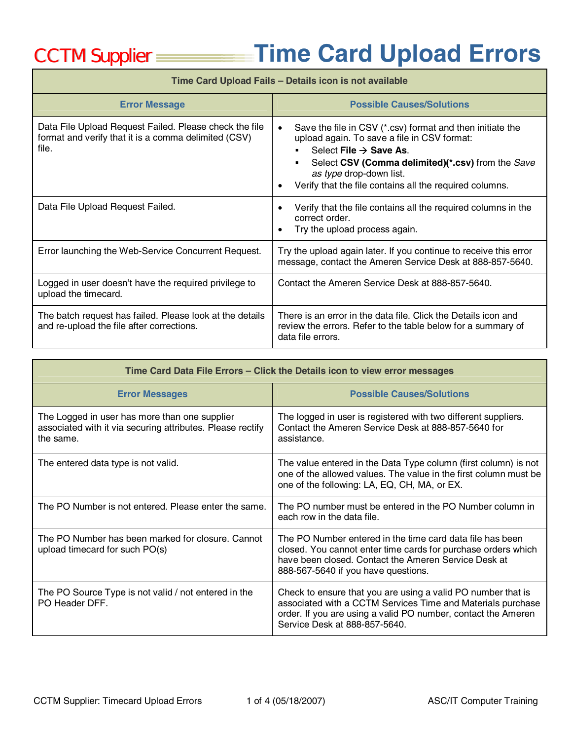# CCTM Supplier Time Card Upload Errors

| Time Card Upload Fails – Details icon is not available | |
|---|---|
| **Error Message** | **Possible Causes/Solutions** |
| Data File Upload Request Failed. Please check the file format and verify that it is a comma delimited (CSV) file. | • Save the file in CSV (*.csv) format and then initiate the upload again. To save a file in CSV format:<br>  ▪ Select **File → Save As**.<br>  ▪ Select **CSV (Comma delimited)(*.csv)** from the *Save as type* drop-down list.<br>• Verify that the file contains all the required columns. |
| Data File Upload Request Failed. | • Verify that the file contains all the required columns in the correct order.<br>• Try the upload process again. |
| Error launching the Web-Service Concurrent Request. | Try the upload again later. If you continue to receive this error message, contact the Ameren Service Desk at 888-857-5640. |
| Logged in user doesn't have the required privilege to upload the timecard. | Contact the Ameren Service Desk at 888-857-5640. |
| The batch request has failed. Please look at the details and re-upload the file after corrections. | There is an error in the data file. Click the Details icon and review the errors. Refer to the table below for a summary of data file errors. |

| Time Card Data File Errors – Click the Details icon to view error messages | |
|---|---|
| **Error Messages** | **Possible Causes/Solutions** |
| The Logged in user has more than one supplier associated with it via securing attributes. Please rectify the same. | The logged in user is registered with two different suppliers. Contact the Ameren Service Desk at 888-857-5640 for assistance. |
| The entered data type is not valid. | The value entered in the Data Type column (first column) is not one of the allowed values. The value in the first column must be one of the following: LA, EQ, CH, MA, or EX. |
| The PO Number is not entered. Please enter the same. | The PO number must be entered in the PO Number column in each row in the data file. |
| The PO Number has been marked for closure. Cannot upload timecard for such PO(s) | The PO Number entered in the time card data file has been closed. You cannot enter time cards for purchase orders which have been closed. Contact the Ameren Service Desk at 888-567-5640 if you have questions. |
| The PO Source Type is not valid / not entered in the PO Header DFF. | Check to ensure that you are using a valid PO number that is associated with a CCTM Services Time and Materials purchase order. If you are using a valid PO number, contact the Ameren Service Desk at 888-857-5640. |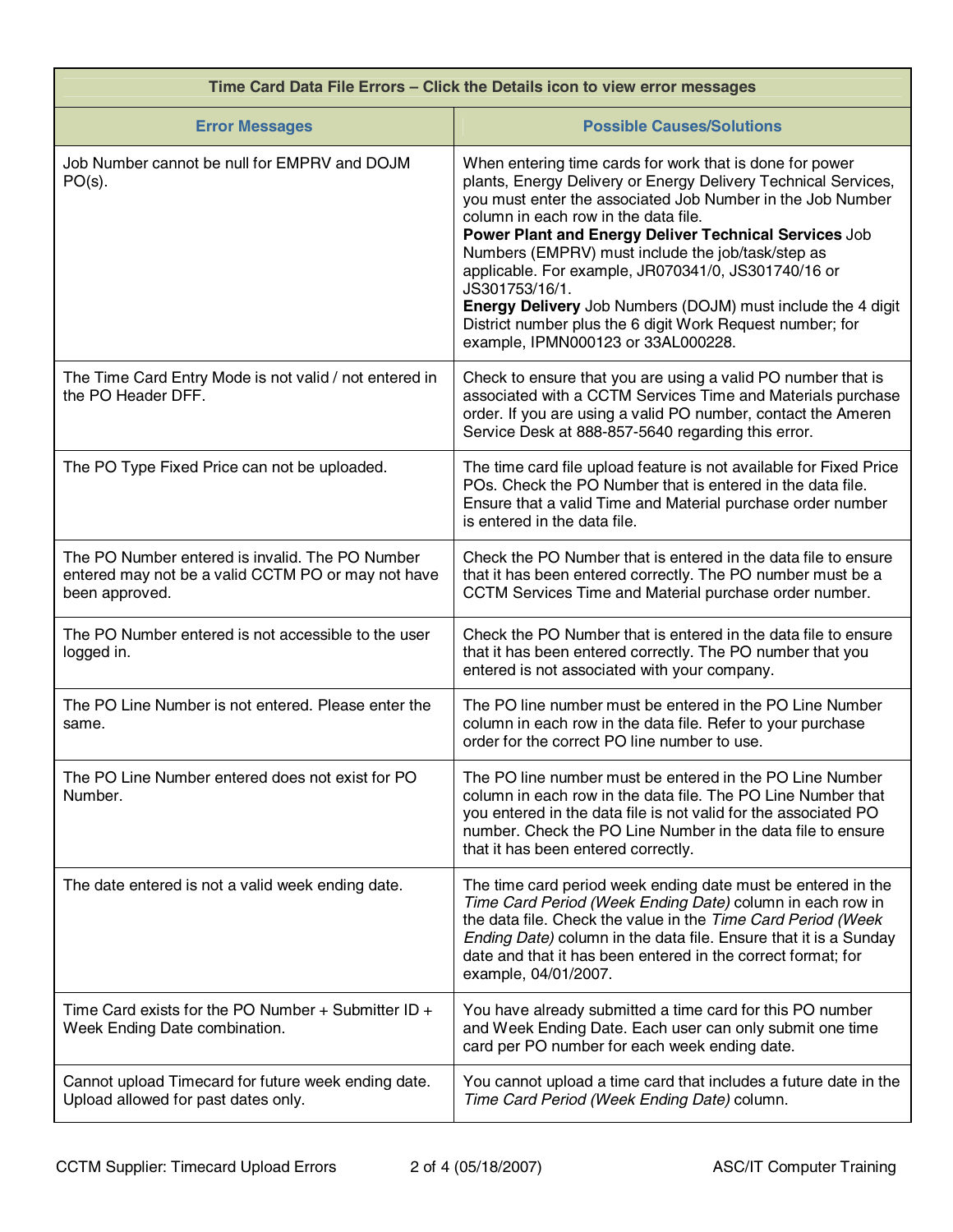| Time Card Data File Errors – Click the Details icon to view error messages | |
|---|---|
| **Error Messages** | **Possible Causes/Solutions** |
| Job Number cannot be null for EMPRV and DOJM PO(s). | When entering time cards for work that is done for power plants, Energy Delivery or Energy Delivery Technical Services, you must enter the associated Job Number in the Job Number column in each row in the data file. **Power Plant and Energy Deliver Technical Services** Job Numbers (EMPRV) must include the job/task/step as applicable. For example, JR070341/0, JS301740/16 or JS301753/16/1. **Energy Delivery** Job Numbers (DOJM) must include the 4 digit District number plus the 6 digit Work Request number; for example, IPMN000123 or 33AL000228. |
| The Time Card Entry Mode is not valid / not entered in the PO Header DFF. | Check to ensure that you are using a valid PO number that is associated with a CCTM Services Time and Materials purchase order. If you are using a valid PO number, contact the Ameren Service Desk at 888-857-5640 regarding this error. |
| The PO Type Fixed Price can not be uploaded. | The time card file upload feature is not available for Fixed Price POs. Check the PO Number that is entered in the data file. Ensure that a valid Time and Material purchase order number is entered in the data file. |
| The PO Number entered is invalid. The PO Number entered may not be a valid CCTM PO or may not have been approved. | Check the PO Number that is entered in the data file to ensure that it has been entered correctly. The PO number must be a CCTM Services Time and Material purchase order number. |
| The PO Number entered is not accessible to the user logged in. | Check the PO Number that is entered in the data file to ensure that it has been entered correctly. The PO number that you entered is not associated with your company. |
| The PO Line Number is not entered. Please enter the same. | The PO line number must be entered in the PO Line Number column in each row in the data file. Refer to your purchase order for the correct PO line number to use. |
| The PO Line Number entered does not exist for PO Number. | The PO line number must be entered in the PO Line Number column in each row in the data file. The PO Line Number that you entered in the data file is not valid for the associated PO number. Check the PO Line Number in the data file to ensure that it has been entered correctly. |
| The date entered is not a valid week ending date. | The time card period week ending date must be entered in the *Time Card Period (Week Ending Date)* column in each row in the data file. Check the value in the *Time Card Period (Week Ending Date)* column in the data file. Ensure that it is a Sunday date and that it has been entered in the correct format; for example, 04/01/2007. |
| Time Card exists for the PO Number + Submitter ID + Week Ending Date combination. | You have already submitted a time card for this PO number and Week Ending Date. Each user can only submit one time card per PO number for each week ending date. |
| Cannot upload Timecard for future week ending date. Upload allowed for past dates only. | You cannot upload a time card that includes a future date in the *Time Card Period (Week Ending Date)* column. |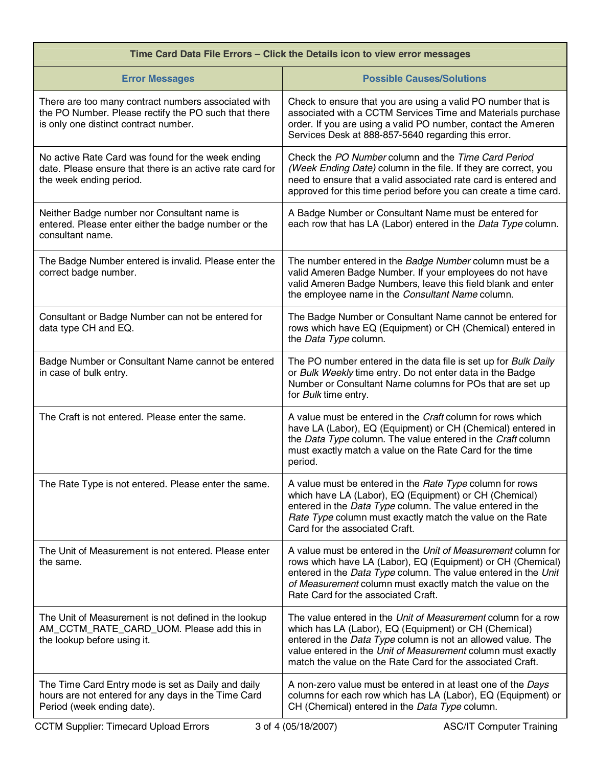| Time Card Data File Errors – Click the Details icon to view error messages | |
|---|---|
| **Error Messages** | **Possible Causes/Solutions** |
| There are too many contract numbers associated with the PO Number. Please rectify the PO such that there is only one distinct contract number. | Check to ensure that you are using a valid PO number that is associated with a CCTM Services Time and Materials purchase order. If you are using a valid PO number, contact the Ameren Services Desk at 888-857-5640 regarding this error. |
| No active Rate Card was found for the week ending date. Please ensure that there is an active rate card for the week ending period. | Check the *PO Number* column and the *Time Card Period (Week Ending Date)* column in the file. If they are correct, you need to ensure that a valid associated rate card is entered and approved for this time period before you can create a time card. |
| Neither Badge number nor Consultant name is entered. Please enter either the badge number or the consultant name. | A Badge Number or Consultant Name must be entered for each row that has LA (Labor) entered in the *Data Type* column. |
| The Badge Number entered is invalid. Please enter the correct badge number. | The number entered in the *Badge Number* column must be a valid Ameren Badge Number. If your employees do not have valid Ameren Badge Numbers, leave this field blank and enter the employee name in the *Consultant Name* column. |
| Consultant or Badge Number can not be entered for data type CH and EQ. | The Badge Number or Consultant Name cannot be entered for rows which have EQ (Equipment) or CH (Chemical) entered in the *Data Type* column. |
| Badge Number or Consultant Name cannot be entered in case of bulk entry. | The PO number entered in the data file is set up for *Bulk Daily* or *Bulk Weekly* time entry. Do not enter data in the Badge Number or Consultant Name columns for POs that are set up for *Bulk* time entry. |
| The Craft is not entered. Please enter the same. | A value must be entered in the *Craft* column for rows which have LA (Labor), EQ (Equipment) or CH (Chemical) entered in the *Data Type* column. The value entered in the *Craft* column must exactly match a value on the Rate Card for the time period. |
| The Rate Type is not entered. Please enter the same. | A value must be entered in the *Rate Type* column for rows which have LA (Labor), EQ (Equipment) or CH (Chemical) entered in the *Data Type* column. The value entered in the *Rate Type* column must exactly match the value on the Rate Card for the associated Craft. |
| The Unit of Measurement is not entered. Please enter the same. | A value must be entered in the *Unit of Measurement* column for rows which have LA (Labor), EQ (Equipment) or CH (Chemical) entered in the *Data Type* column. The value entered in the *Unit of Measurement* column must exactly match the value on the Rate Card for the associated Craft. |
| The Unit of Measurement is not defined in the lookup AM_CCTM_RATE_CARD_UOM. Please add this in the lookup before using it. | The value entered in the *Unit of Measurement* column for a row which has LA (Labor), EQ (Equipment) or CH (Chemical) entered in the *Data Type* column is not an allowed value. The value entered in the *Unit of Measurement* column must exactly match the value on the Rate Card for the associated Craft. |
| The Time Card Entry mode is set as Daily and daily hours are not entered for any days in the Time Card Period (week ending date). | A non-zero value must be entered in at least one of the *Days* columns for each row which has LA (Labor), EQ (Equipment) or CH (Chemical) entered in the *Data Type* column. |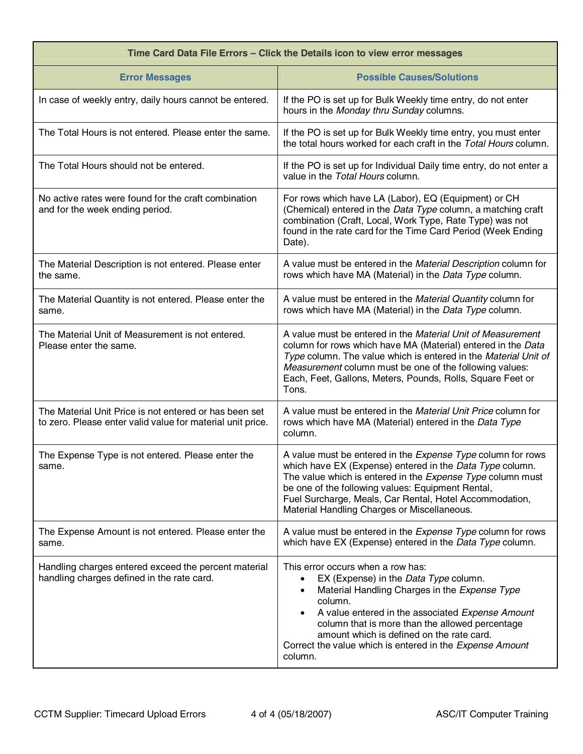| Time Card Data File Errors – Click the Details icon to view error messages | |
|---|---|
| **Error Messages** | **Possible Causes/Solutions** |
| In case of weekly entry, daily hours cannot be entered. | If the PO is set up for Bulk Weekly time entry, do not enter hours in the *Monday thru Sunday* columns. |
| The Total Hours is not entered. Please enter the same. | If the PO is set up for Bulk Weekly time entry, you must enter the total hours worked for each craft in the *Total Hours* column. |
| The Total Hours should not be entered. | If the PO is set up for Individual Daily time entry, do not enter a value in the *Total Hours* column. |
| No active rates were found for the craft combination and for the week ending period. | For rows which have LA (Labor), EQ (Equipment) or CH (Chemical) entered in the *Data Type* column, a matching craft combination (Craft, Local, Work Type, Rate Type) was not found in the rate card for the Time Card Period (Week Ending Date). |
| The Material Description is not entered. Please enter the same. | A value must be entered in the *Material Description* column for rows which have MA (Material) in the *Data Type* column. |
| The Material Quantity is not entered. Please enter the same. | A value must be entered in the *Material Quantity* column for rows which have MA (Material) in the *Data Type* column. |
| The Material Unit of Measurement is not entered. Please enter the same. | A value must be entered in the *Material Unit of Measurement* column for rows which have MA (Material) entered in the *Data Type* column. The value which is entered in the *Material Unit of Measurement* column must be one of the following values: Each, Feet, Gallons, Meters, Pounds, Rolls, Square Feet or Tons. |
| The Material Unit Price is not entered or has been set to zero. Please enter valid value for material unit price. | A value must be entered in the *Material Unit Price* column for rows which have MA (Material) entered in the *Data Type* column. |
| The Expense Type is not entered. Please enter the same. | A value must be entered in the *Expense Type* column for rows which have EX (Expense) entered in the *Data Type* column. The value which is entered in the *Expense Type* column must be one of the following values: Equipment Rental, Fuel Surcharge, Meals, Car Rental, Hotel Accommodation, Material Handling Charges or Miscellaneous. |
| The Expense Amount is not entered. Please enter the same. | A value must be entered in the *Expense Type* column for rows which have EX (Expense) entered in the *Data Type* column. |
| Handling charges entered exceed the percent material handling charges defined in the rate card. | This error occurs when a row has:<br>• EX (Expense) in the *Data Type* column.<br>• Material Handling Charges in the *Expense Type* column.<br>• A value entered in the associated *Expense Amount* column that is more than the allowed percentage amount which is defined on the rate card.<br>Correct the value which is entered in the *Expense Amount* column. |